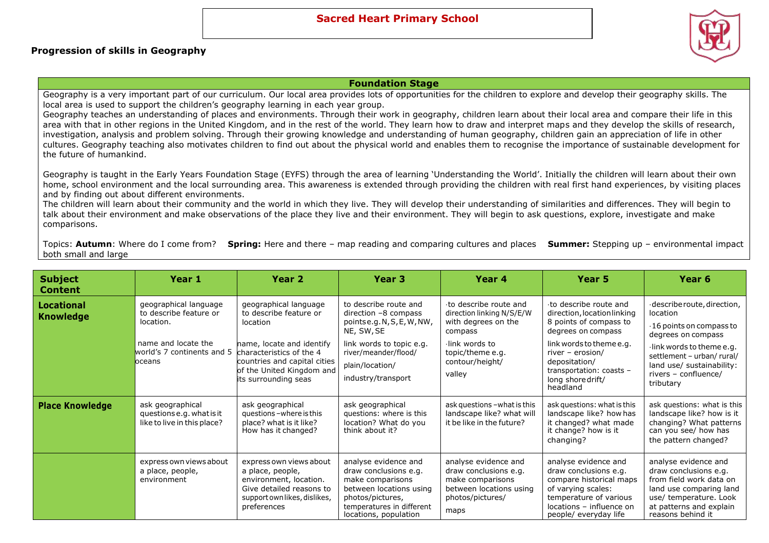# Sacred Heart Primary School

**Progression of skills in Geography**

## Foundation Stage

Geography is a very important part of our curriculum. Our local area provides lots of opportunities for the children to explore and develop their geography skills. The local area is used to support the children's geography learning in each year group.

Geography teaches an understanding of places and environments. Through their work in geography, children learn about their local area and compare their life in this area with that in other regions in the United Kingdom, and in the rest of the world. They learn how to draw and interpret maps and they develop the skills of research, investigation, analysis and problem solving. Through their growing knowledge and understanding of human geography, children gain an appreciation of life in other cultures. Geography teaching also motivates children to find out about the physical world and enables them to recognise the importance of sustainable development for the future of humankind.

Geography is taught in the Early Years Foundation Stage (EYFS) through the area of learning 'Understanding the World'. Initially the children will learn about their own home, school environment and the local surrounding area. This awareness is extended through providing the children with real first hand experiences, by visiting places and by finding out about different environments.

The children will learn about their community and the world in which they live. They will develop their understanding of similarities and differences. They will begin to talk about their environment and make observations of the place they live and their environment. They will begin to ask questions, explore, investigate and make comparisons.

Topics: **Autumn**: Where do I come from? **Spring:** Here and there – map reading and comparing cultures and places **Summer:** Stepping up – environmental impact both small and large

| Subject Content | Year 1 | Year 2 | Year 3 | Year 4 | Year 5 | Year 6 |
|---|---|---|---|---|---|---|
| **Locational Knowledge** | geographical language to describe feature or location.<br><br>name and locate the world's 7 continents and 5 oceans | geographical language to describe feature or location<br><br>name, locate and identify characteristics of the 4 countries and capital cities of the United Kingdom and its surrounding seas | to describe route and direction –8 compass points e.g. N, S, E, W, NW, NE, SW, SE<br><br>link words to topic e.g. river/meander/flood/ plain/location/ industry/transport | ·to describe route and direction linking N/S/E/W with degrees on the compass<br><br>·link words to topic/theme e.g. contour/height/ valley | ·to describe route and direction, location linking 8 points of compass to degrees on compass<br><br>link words to theme e.g. river – erosion/ depositation/ transportation: coasts – long shore drift/ headland | ·describe route, direction, location<br><br>·16 points on compass to degrees on compass<br><br>·link words to theme e.g. settlement – urban/ rural/ land use/ sustainability: rivers – confluence/ tributary |
| **Place Knowledge** | ask geographical questions e.g. what is it like to live in this place? | ask geographical questions – where is this place? what is it like? How has it changed? | ask geographical questions: where is this location? What do you think about it? | ask questions – what is this landscape like? what will it be like in the future? | ask questions: what is this landscape like? how has it changed? what made it change? how is it changing? | ask questions: what is this landscape like? how is it changing? What patterns can you see/ how has the pattern changed? |
| | express own views about a place, people, environment | express own views about a place, people, environment, location. Give detailed reasons to support own likes, dislikes, preferences | analyse evidence and draw conclusions e.g. make comparisons between locations using photos/pictures, temperatures in different locations, population | analyse evidence and draw conclusions e.g. make comparisons between locations using photos/pictures/ maps | analyse evidence and draw conclusions e.g. compare historical maps of varying scales: temperature of various locations – influence on people/ everyday life | analyse evidence and draw conclusions e.g. from field work data on land use comparing land use/ temperature. Look at patterns and explain reasons behind it |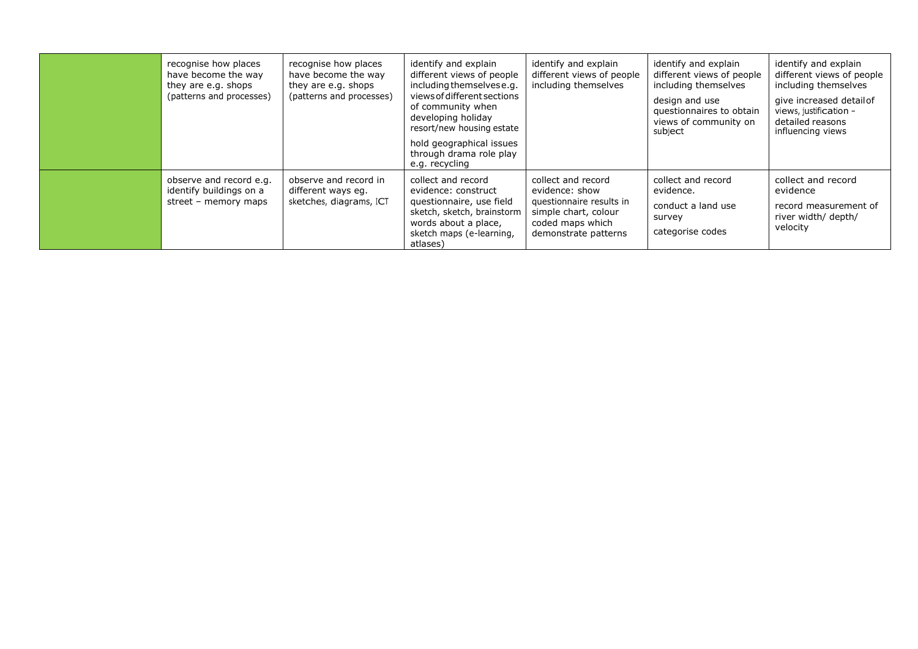| | | | | | | |
|---|---|---|---|---|---|---|
| | recognise how places have become the way they are e.g. shops (patterns and processes) | recognise how places have become the way they are e.g. shops (patterns and processes) | identify and explain different views of people including themselves e.g. views of different sections of community when developing holiday resort/new housing estate<br>hold geographical issues through drama role play e.g. recycling | identify and explain different views of people including themselves | identify and explain different views of people including themselves<br>design and use questionnaires to obtain views of community on subject | identify and explain different views of people including themselves<br>give increased detail of views, justification – detailed reasons influencing views |
| | observe and record e.g. identify buildings on a street – memory maps | observe and record in different ways eg. sketches, diagrams, ICT | collect and record evidence: construct questionnaire, use field sketch, sketch, brainstorm words about a place, sketch maps (e-learning, atlases) | collect and record evidence: show questionnaire results in simple chart, colour coded maps which demonstrate patterns | collect and record evidence.<br>conduct a land use survey<br>categorise codes | collect and record evidence<br>record measurement of river width/ depth/ velocity |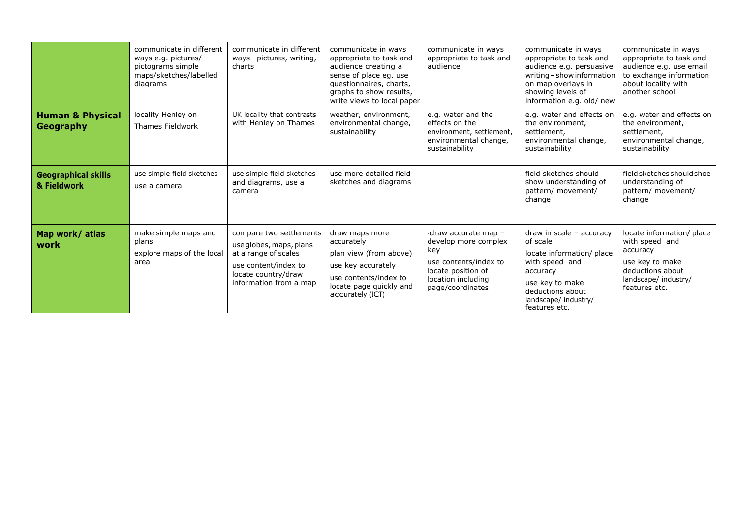| | | | | | | |
|---|---|---|---|---|---|---|
| | communicate in different ways e.g. pictures/ pictograms simple maps/sketches/labelled diagrams | communicate in different ways –pictures, writing, charts | communicate in ways appropriate to task and audience creating a sense of place eg. use questionnaires, charts, graphs to show results, write views to local paper | communicate in ways appropriate to task and audience | communicate in ways appropriate to task and audience e.g. persuasive writing – show information on map overlays in showing levels of information e.g. old/ new | communicate in ways appropriate to task and audience e.g. use email to exchange information about locality with another school |
| **Human & Physical Geography** | locality Henley on Thames Fieldwork | UK locality that contrasts with Henley on Thames | weather, environment, environmental change, sustainability | e.g. water and the effects on the environment, settlement, environmental change, sustainability | e.g. water and effects on the environment, settlement, environmental change, sustainability | e.g. water and effects on the environment, settlement, environmental change, sustainability |
| **Geographical skills & Fieldwork** | use simple field sketches use a camera | use simple field sketches and diagrams, use a camera | use more detailed field sketches and diagrams | | field sketches should show understanding of pattern/ movement/ change | field sketches should shoe understanding of pattern/ movement/ change |
| **Map work/ atlas work** | make simple maps and plans explore maps of the local area | compare two settlements use globes, maps, plans at a range of scales use content/index to locate country/draw information from a map | draw maps more accurately plan view (from above) use key accurately use contents/index to locate page quickly and accurately (ICT) | ·draw accurate map – develop more complex key use contents/index to locate position of location including page/coordinates | draw in scale – accuracy of scale locate information/ place with speed and accuracy use key to make deductions about landscape/ industry/ features etc. | locate information/ place with speed and accuracy use key to make deductions about landscape/ industry/ features etc. |